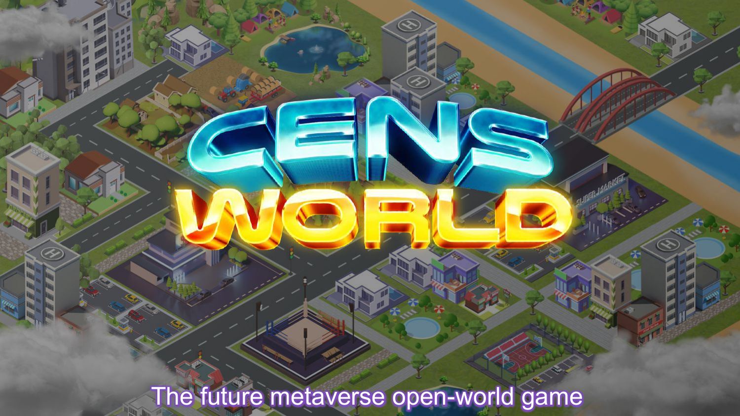# CENS WORLD

The future metaverse open-world game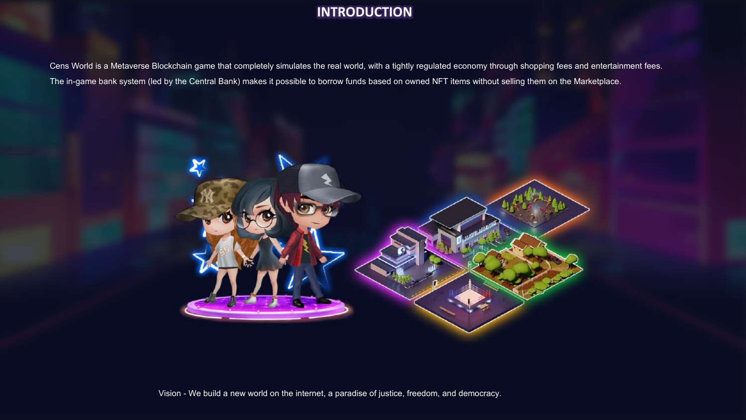# INTRODUCTION

Cens World is a Metaverse Blockchain game that completely simulates the real world, with a tightly regulated economy through shopping fees and entertainment fees. The in-game bank system (led by the Central Bank) makes it possible to borrow funds based on owned NFT items without selling them on the Marketplace.

Vision - We build a new world on the internet, a paradise of justice, freedom, and democracy.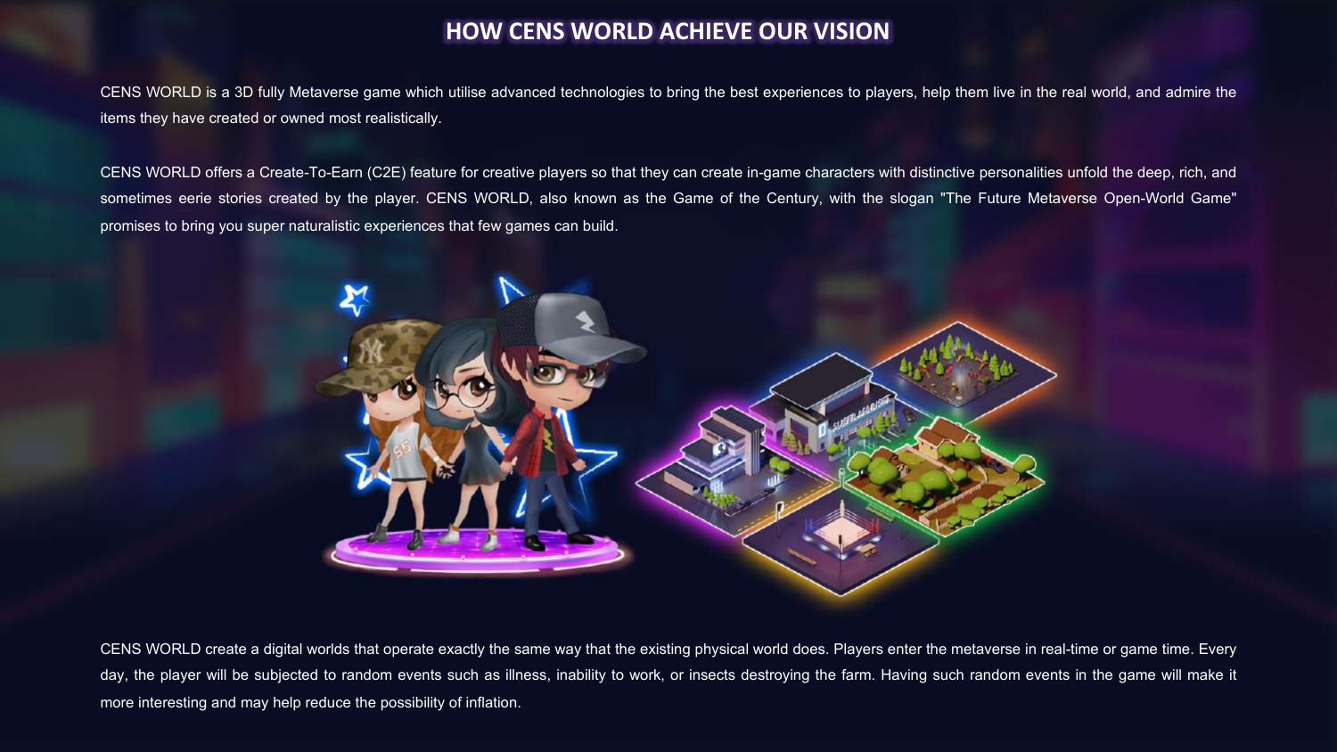# HOW CENS WORLD ACHIEVE OUR VISION

CENS WORLD is a 3D fully Metaverse game which utilise advanced technologies to bring the best experiences to players, help them live in the real world, and admire the items they have created or owned most realistically.

CENS WORLD offers a Create-To-Earn (C2E) feature for creative players so that they can create in-game characters with distinctive personalities unfold the deep, rich, and sometimes eerie stories created by the player. CENS WORLD, also known as the Game of the Century, with the slogan "The Future Metaverse Open-World Game" promises to bring you super naturalistic experiences that few games can build.

CENS WORLD create a digital worlds that operate exactly the same way that the existing physical world does. Players enter the metaverse in real-time or game time. Every day, the player will be subjected to random events such as illness, inability to work, or insects destroying the farm. Having such random events in the game will make it more interesting and may help reduce the possibility of inflation.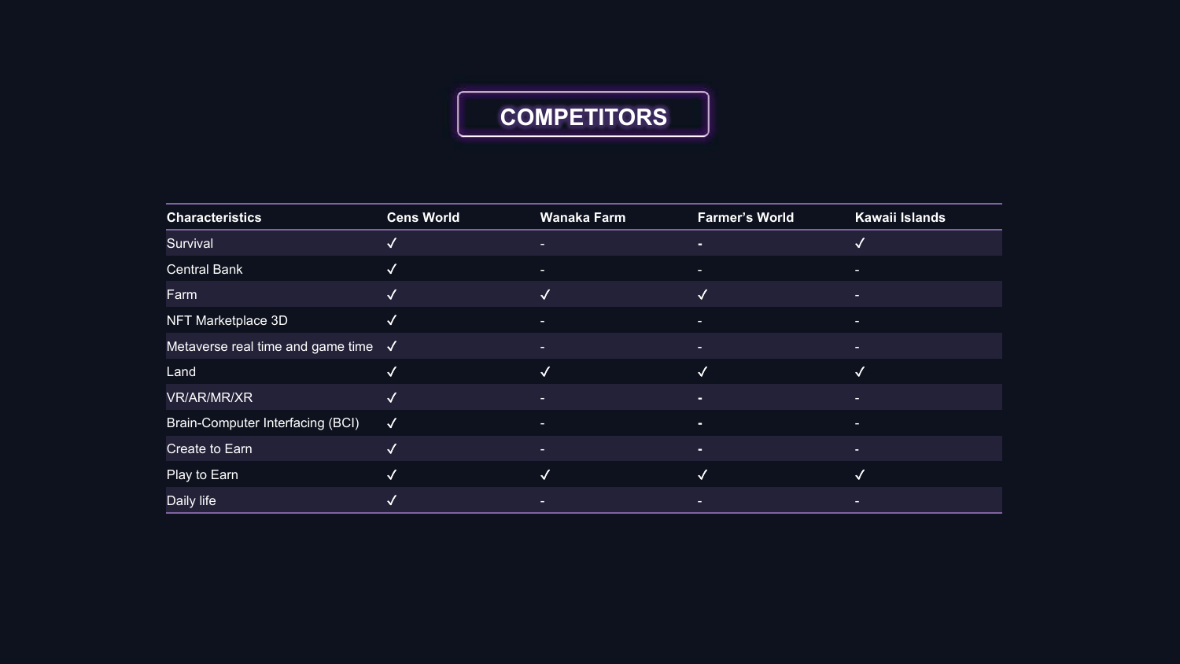# COMPETITORS

| Characteristics | Cens World | Wanaka Farm | Farmer's World | Kawaii Islands |
|---|---|---|---|---|
| Survival | ✓ | - | - | ✓ |
| Central Bank | ✓ | - | - | - |
| Farm | ✓ | ✓ | ✓ | - |
| NFT Marketplace 3D | ✓ | - | - | - |
| Metaverse real time and game time | ✓ | - | - | - |
| Land | ✓ | ✓ | ✓ | ✓ |
| VR/AR/MR/XR | ✓ | - | - | - |
| Brain-Computer Interfacing (BCI) | ✓ | - | - | - |
| Create to Earn | ✓ | - | - | - |
| Play to Earn | ✓ | ✓ | ✓ | ✓ |
| Daily life | ✓ | - | - | - |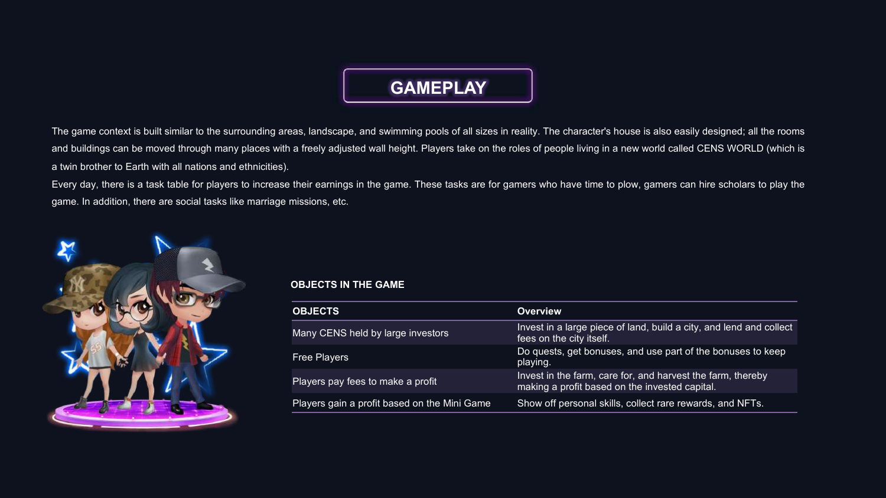# GAMEPLAY

The game context is built similar to the surrounding areas, landscape, and swimming pools of all sizes in reality. The character's house is also easily designed; all the rooms and buildings can be moved through many places with a freely adjusted wall height. Players take on the roles of people living in a new world called CENS WORLD (which is a twin brother to Earth with all nations and ethnicities).

Every day, there is a task table for players to increase their earnings in the game. These tasks are for gamers who have time to plow, gamers can hire scholars to play the game. In addition, there are social tasks like marriage missions, etc.

### OBJECTS IN THE GAME

| OBJECTS | Overview |
| --- | --- |
| Many CENS held by large investors | Invest in a large piece of land, build a city, and lend and collect fees on the city itself. |
| Free Players | Do quests, get bonuses, and use part of the bonuses to keep playing. |
| Players pay fees to make a profit | Invest in the farm, care for, and harvest the farm, thereby making a profit based on the invested capital. |
| Players gain a profit based on the Mini Game | Show off personal skills, collect rare rewards, and NFTs. |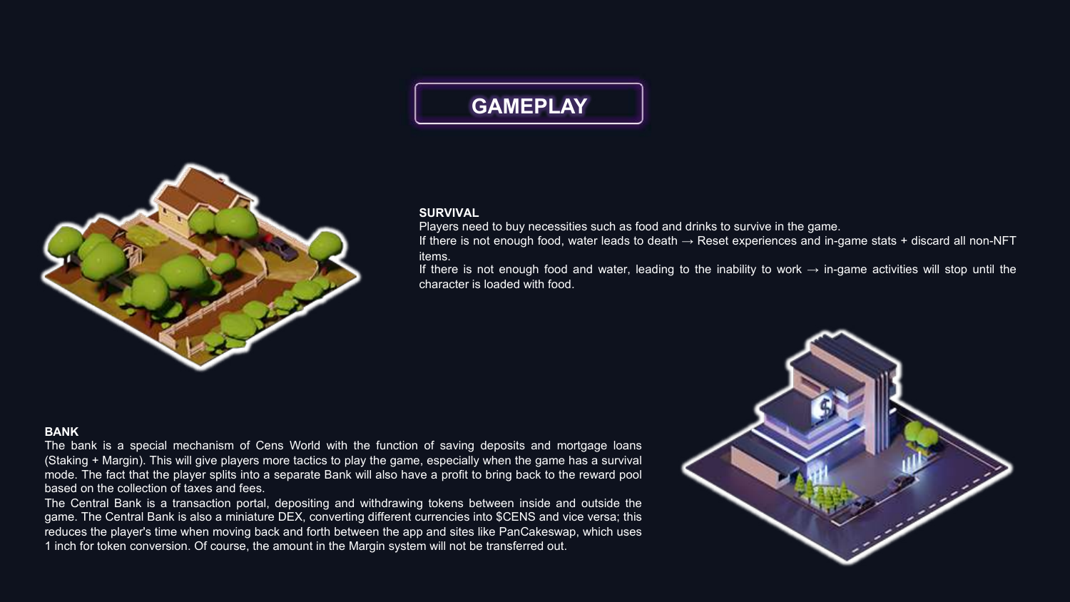# GAMEPLAY

**SURVIVAL**

Players need to buy necessities such as food and drinks to survive in the game.

If there is not enough food, water leads to death → Reset experiences and in-game stats + discard all non-NFT items.

If there is not enough food and water, leading to the inability to work → in-game activities will stop until the character is loaded with food.

**BANK**

The bank is a special mechanism of Cens World with the function of saving deposits and mortgage loans (Staking + Margin). This will give players more tactics to play the game, especially when the game has a survival mode. The fact that the player splits into a separate Bank will also have a profit to bring back to the reward pool based on the collection of taxes and fees.

The Central Bank is a transaction portal, depositing and withdrawing tokens between inside and outside the game. The Central Bank is also a miniature DEX, converting different currencies into $CENS and vice versa; this reduces the player's time when moving back and forth between the app and sites like PanCakeswap, which uses 1 inch for token conversion. Of course, the amount in the Margin system will not be transferred out.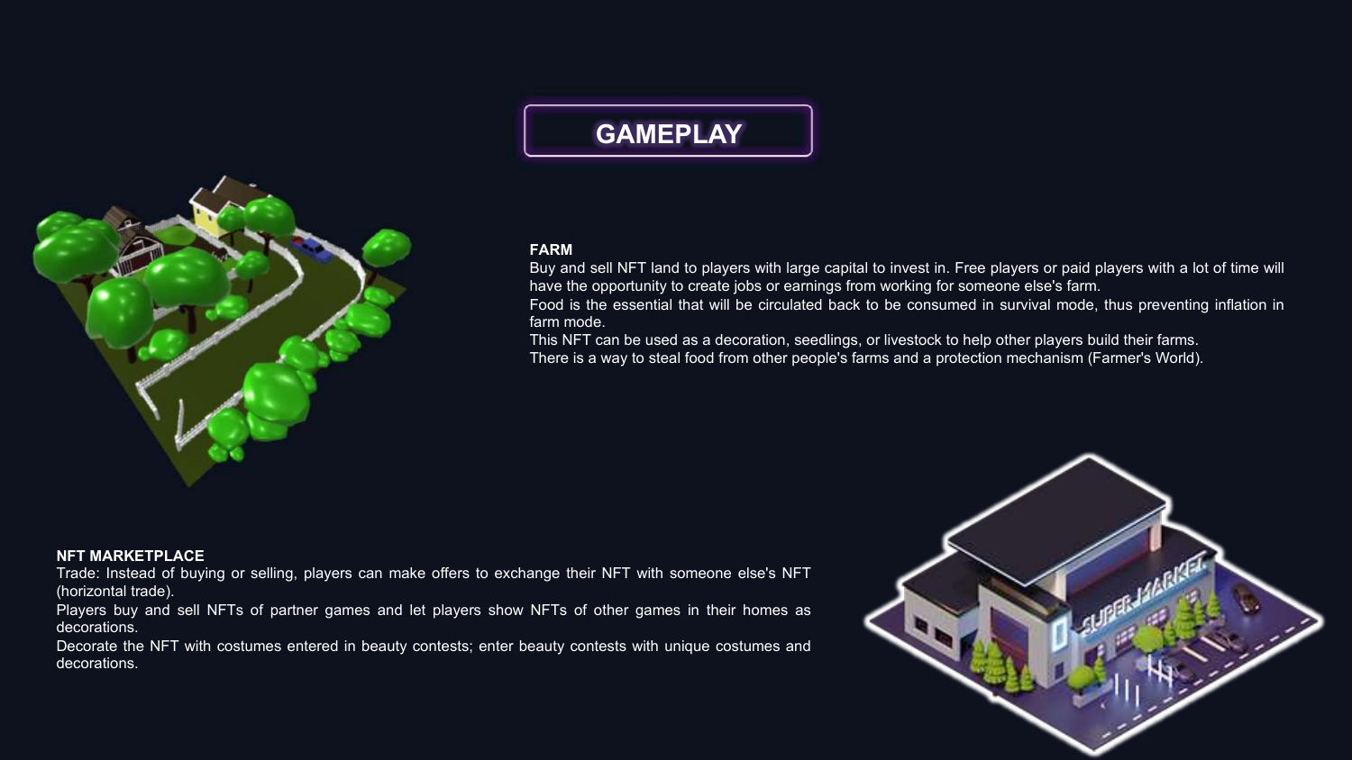# GAMEPLAY

**FARM**

Buy and sell NFT land to players with large capital to invest in. Free players or paid players with a lot of time will have the opportunity to create jobs or earnings from working for someone else's farm.

Food is the essential that will be circulated back to be consumed in survival mode, thus preventing inflation in farm mode.

This NFT can be used as a decoration, seedlings, or livestock to help other players build their farms.

There is a way to steal food from other people's farms and a protection mechanism (Farmer's World).

**NFT MARKETPLACE**

Trade: Instead of buying or selling, players can make offers to exchange their NFT with someone else's NFT (horizontal trade).

Players buy and sell NFTs of partner games and let players show NFTs of other games in their homes as decorations.

Decorate the NFT with costumes entered in beauty contests; enter beauty contests with unique costumes and decorations.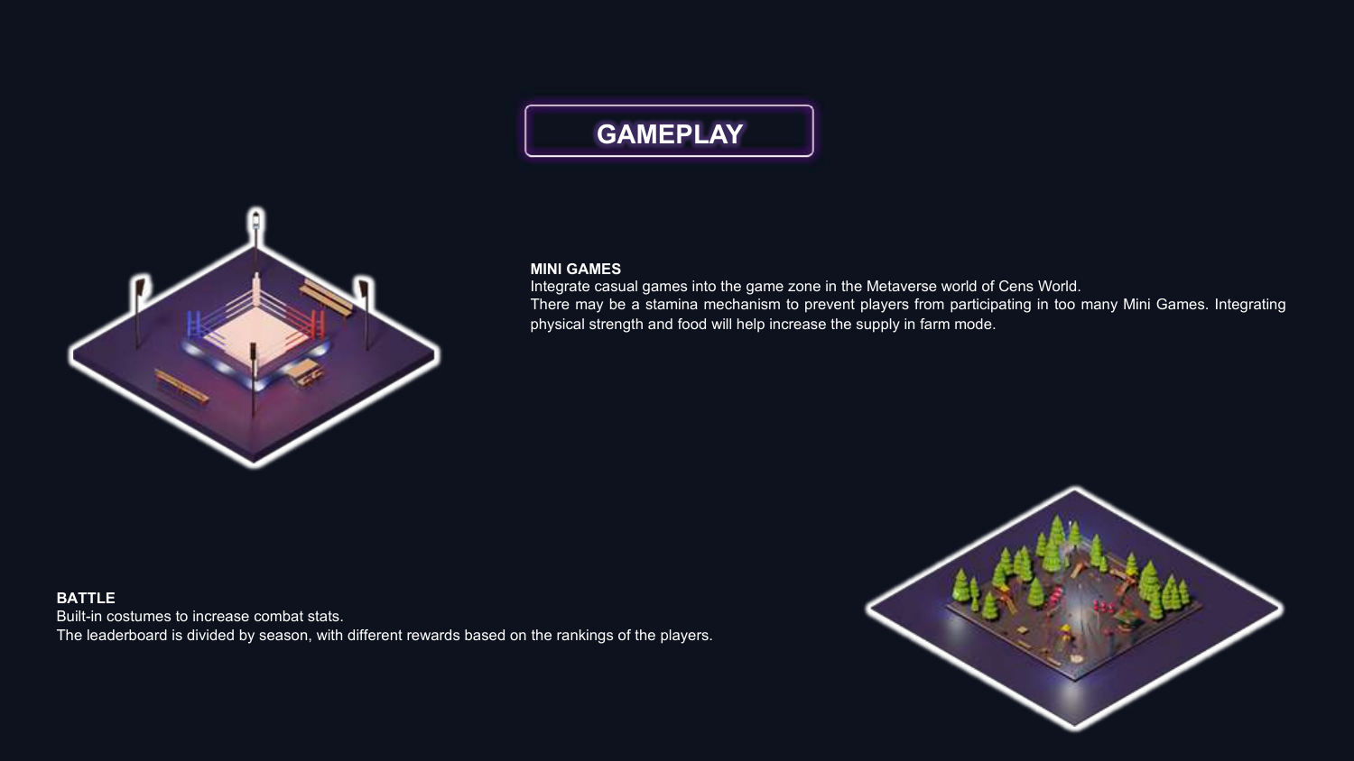# GAMEPLAY

**MINI GAMES**

Integrate casual games into the game zone in the Metaverse world of Cens World.
There may be a stamina mechanism to prevent players from participating in too many Mini Games. Integrating physical strength and food will help increase the supply in farm mode.

**BATTLE**

Built-in costumes to increase combat stats.
The leaderboard is divided by season, with different rewards based on the rankings of the players.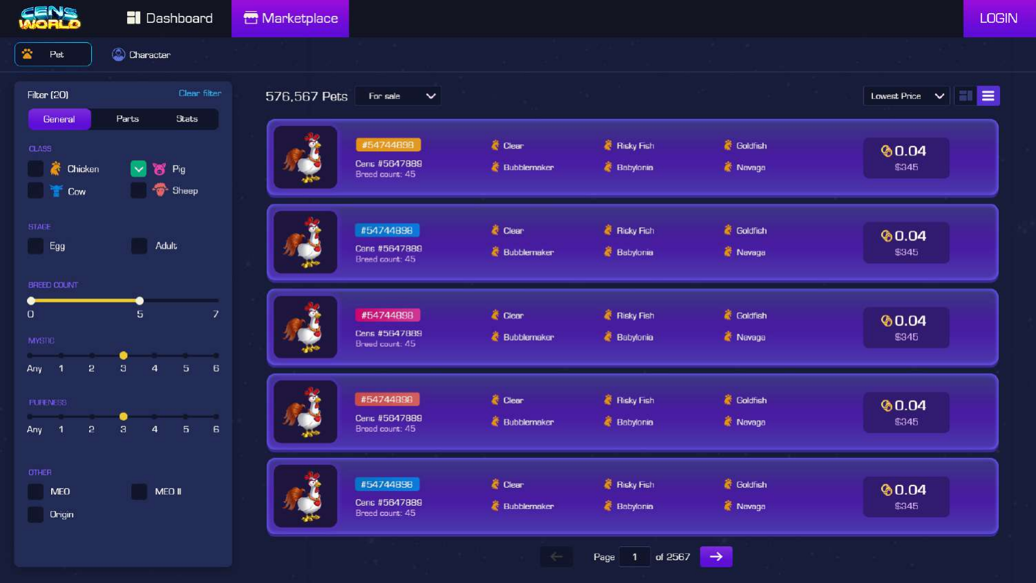CENS WORLD

Dashboard | Marketplace | LOGIN

Pet | Character

**Filter (20)** Clear filter

General | Parts | Stats

CLASS

- Chicken
- Pig
- Cow
- Sheep

STAGE

- Egg
- Adult

BREED COUNT

0 | 5 | 7

MYSTIC

Any | 1 | 2 | 3 | 4 | 5 | 6

PURENESS

Any | 1 | 2 | 3 | 4 | 5 | 6

OTHER

- MEO
- MEO II
- Origin

576,567 Pets | For sale | Lowest Price

| ID | Name | Parts | | | Price |
|---|---|---|---|---|---|
| #54744898 | Cens #5647889<br>Breed count: 45 | Clear<br>Bubblemaker | Risky Fish<br>Babylonia | Goldfish<br>Navaga | 0.04<br>$345 |
| #54744898 | Cens #5647889<br>Breed count: 45 | Clear<br>Bubblemaker | Risky Fish<br>Babylonia | Goldfish<br>Navaga | 0.04<br>$345 |
| #54744898 | Cens #5647889<br>Breed count: 45 | Clear<br>Bubblemaker | Risky Fish<br>Babylonia | Goldfish<br>Navaga | 0.04<br>$345 |
| #54744898 | Cens #5647889<br>Breed count: 45 | Clear<br>Bubblemaker | Risky Fish<br>Babylonia | Goldfish<br>Navaga | 0.04<br>$345 |
| #54744898 | Cens #5647889<br>Breed count: 45 | Clear<br>Bubblemaker | Risky Fish<br>Babylonia | Goldfish<br>Navaga | 0.04<br>$345 |

Page 1 of 2567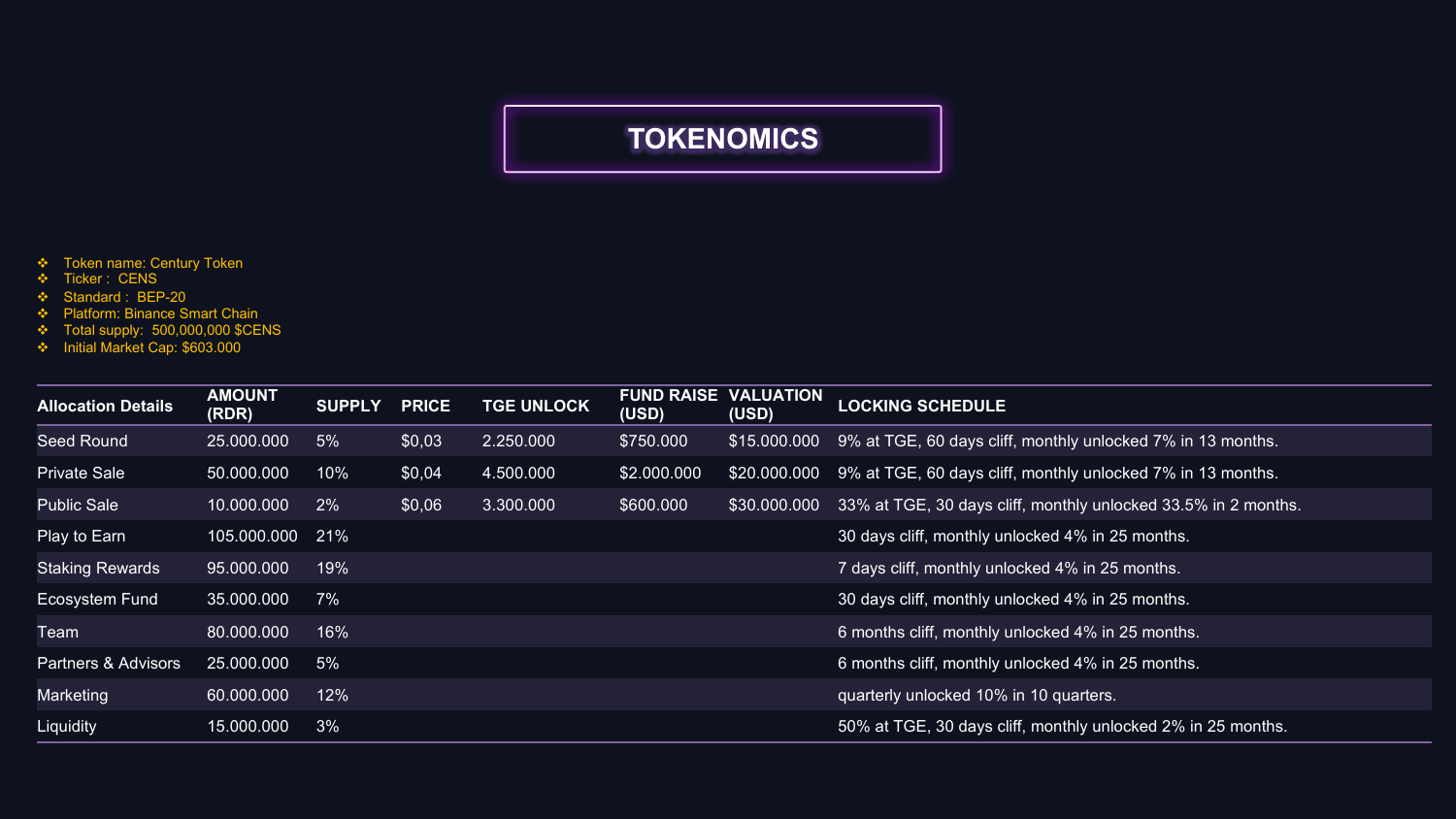# TOKENOMICS

- Token name: Century Token
- Ticker : CENS
- Standard : BEP-20
- Platform: Binance Smart Chain
- Total supply: 500,000,000 $CENS
- Initial Market Cap: $603.000

| Allocation Details | AMOUNT (RDR) | SUPPLY | PRICE | TGE UNLOCK | FUND RAISE (USD) | VALUATION (USD) | LOCKING SCHEDULE |
|---|---|---|---|---|---|---|---|
| Seed Round | 25.000.000 | 5% | $0,03 | 2.250.000 | $750.000 | $15.000.000 | 9% at TGE, 60 days cliff, monthly unlocked 7% in 13 months. |
| Private Sale | 50.000.000 | 10% | $0,04 | 4.500.000 | $2.000.000 | $20.000.000 | 9% at TGE, 60 days cliff, monthly unlocked 7% in 13 months. |
| Public Sale | 10.000.000 | 2% | $0,06 | 3.300.000 | $600.000 | $30.000.000 | 33% at TGE, 30 days cliff, monthly unlocked 33.5% in 2 months. |
| Play to Earn | 105.000.000 | 21% | | | | | 30 days cliff, monthly unlocked 4% in 25 months. |
| Staking Rewards | 95.000.000 | 19% | | | | | 7 days cliff, monthly unlocked 4% in 25 months. |
| Ecosystem Fund | 35.000.000 | 7% | | | | | 30 days cliff, monthly unlocked 4% in 25 months. |
| Team | 80.000.000 | 16% | | | | | 6 months cliff, monthly unlocked 4% in 25 months. |
| Partners & Advisors | 25.000.000 | 5% | | | | | 6 months cliff, monthly unlocked 4% in 25 months. |
| Marketing | 60.000.000 | 12% | | | | | quarterly unlocked 10% in 10 quarters. |
| Liquidity | 15.000.000 | 3% | | | | | 50% at TGE, 30 days cliff, monthly unlocked 2% in 25 months. |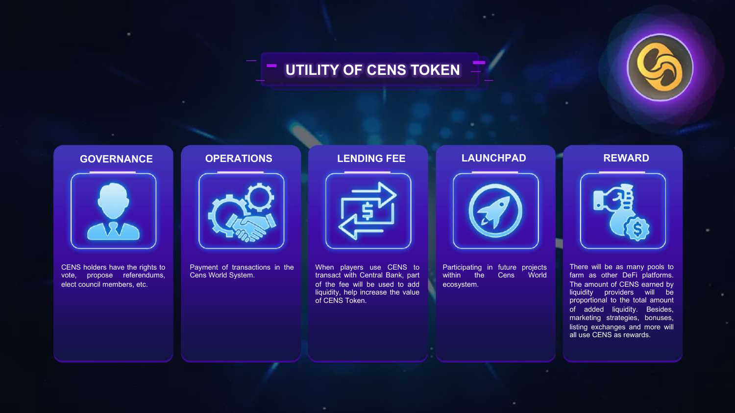# UTILITY OF CENS TOKEN

## GOVERNANCE

CENS holders have the rights to vote, propose referendums, elect council members, etc.

## OPERATIONS

Payment of transactions in the Cens World System.

## LENDING FEE

When players use CENS to transact with Central Bank, part of the fee will be used to add liquidity, help increase the value of CENS Token.

## LAUNCHPAD

Participating in future projects within the Cens World ecosystem.

## REWARD

There will be as many pools to farm as other DeFi platforms. The amount of CENS earned by liquidity providers will be proportional to the total amount of added liquidity. Besides, marketing strategies, bonuses, listing exchanges and more will all use CENS as rewards.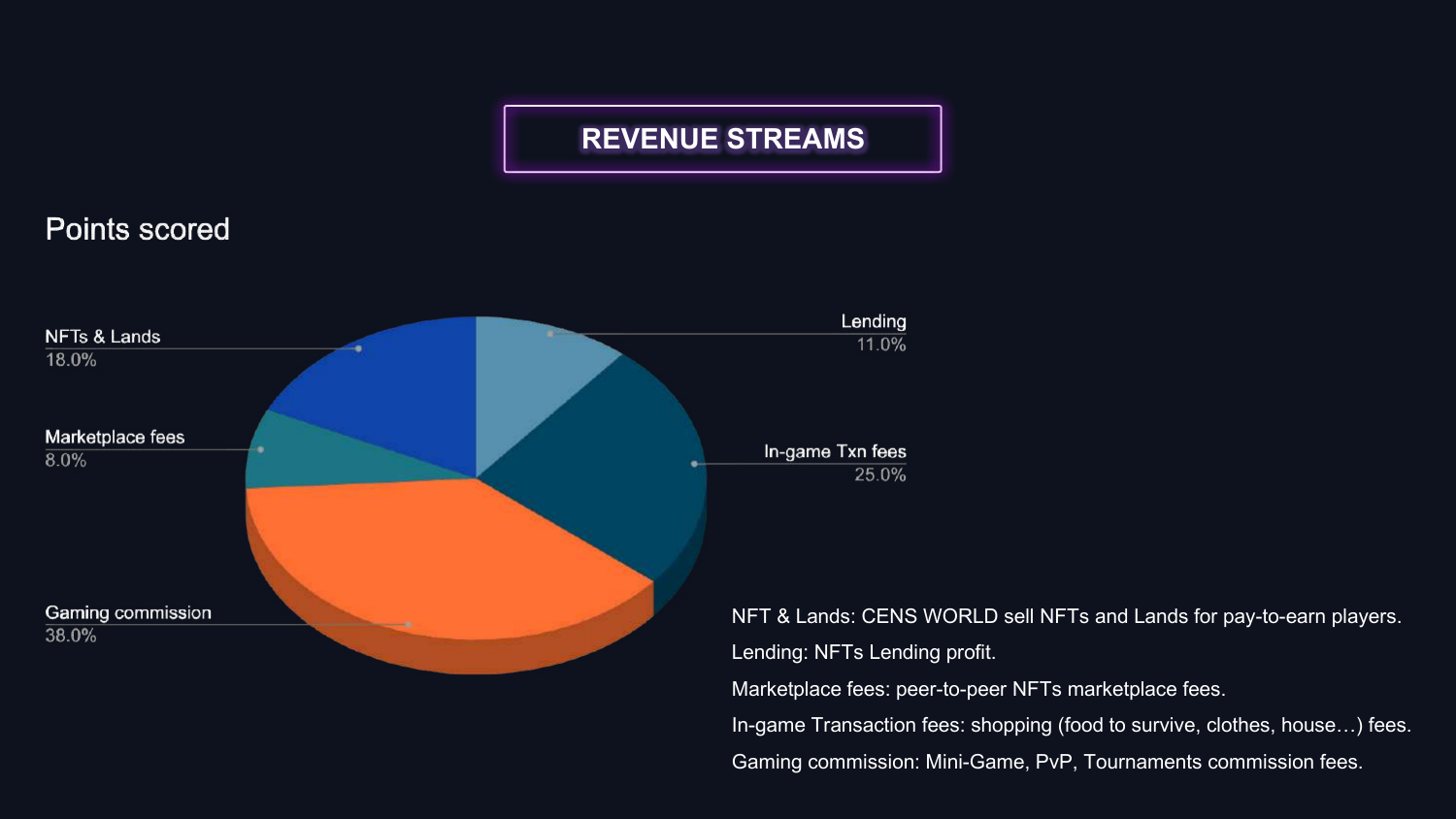# REVENUE STREAMS

Points scored

| Revenue stream | Share |
| --- | --- |
| NFTs & Lands | 18.0% |
| Lending | 11.0% |
| Marketplace fees | 8.0% |
| In-game Txn fees | 25.0% |
| Gaming commission | 38.0% |

NFT & Lands: CENS WORLD sell NFTs and Lands for pay-to-earn players.

Lending: NFTs Lending profit.

Marketplace fees: peer-to-peer NFTs marketplace fees.

In-game Transaction fees: shopping (food to survive, clothes, house…) fees.

Gaming commission: Mini-Game, PvP, Tournaments commission fees.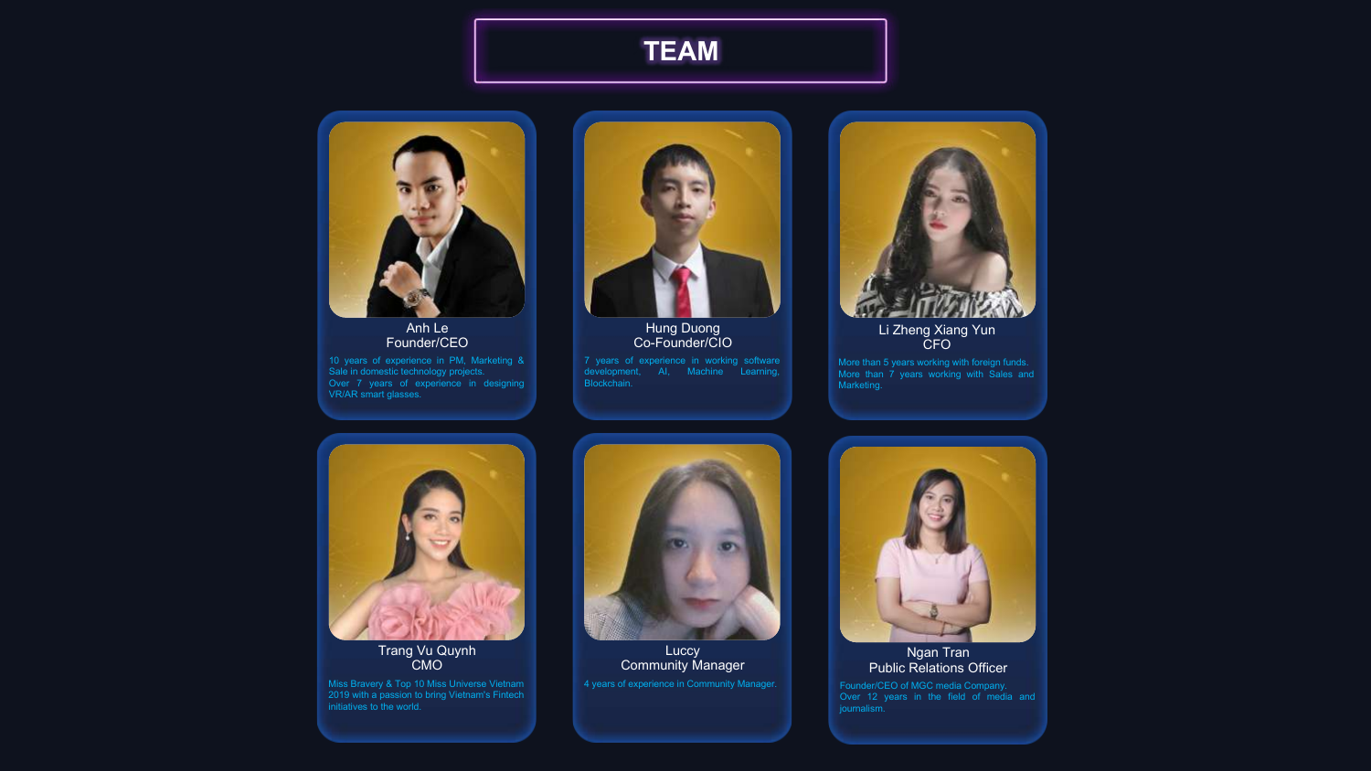# TEAM

**Anh Le**
Founder/CEO

10 years of experience in PM, Marketing & Sale in domestic technology projects.
Over 7 years of experience in designing VR/AR smart glasses.

**Hung Duong**
Co-Founder/CIO

7 years of experience in working software development, AI, Machine Learning, Blockchain.

**Li Zheng Xiang Yun**
CFO

More than 5 years working with foreign funds.
More than 7 years working with Sales and Marketing.

**Trang Vu Quynh**
CMO

Miss Bravery & Top 10 Miss Universe Vietnam 2019 with a passion to bring Vietnam's Fintech initiatives to the world.

**Luccy**
Community Manager

4 years of experience in Community Manager.

**Ngan Tran**
Public Relations Officer

Founder/CEO of MGC media Company.
Over 12 years in the field of media and journalism.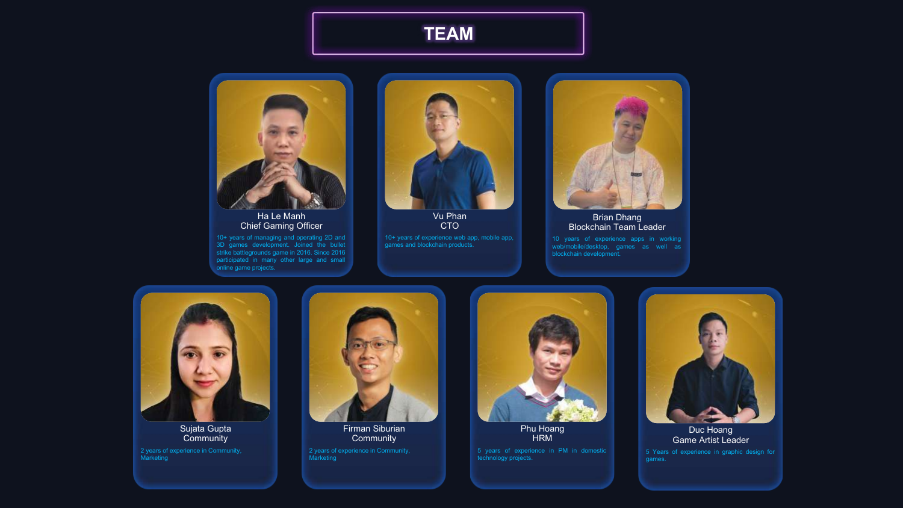# TEAM

**Ha Le Manh**
Chief Gaming Officer

10+ years of managing and operating 2D and 3D games development. Joined the bullet strike battlegrounds game in 2016. Since 2016 participated in many other large and small online game projects.

**Vu Phan**
CTO

10+ years of experience web app, mobile app, games and blockchain products.

**Brian Dhang**
Blockchain Team Leader

10 years of experience apps in working web/mobile/desktop, games as well as blockchain development.

**Sujata Gupta**
Community

2 years of experience in Community, Marketing

**Firman Siburian**
Community

2 years of experience in Community, Marketing

**Phu Hoang**
HRM

5 years of experience in PM in domestic technology projects.

**Duc Hoang**
Game Artist Leader

5 Years of experience in graphic design for games.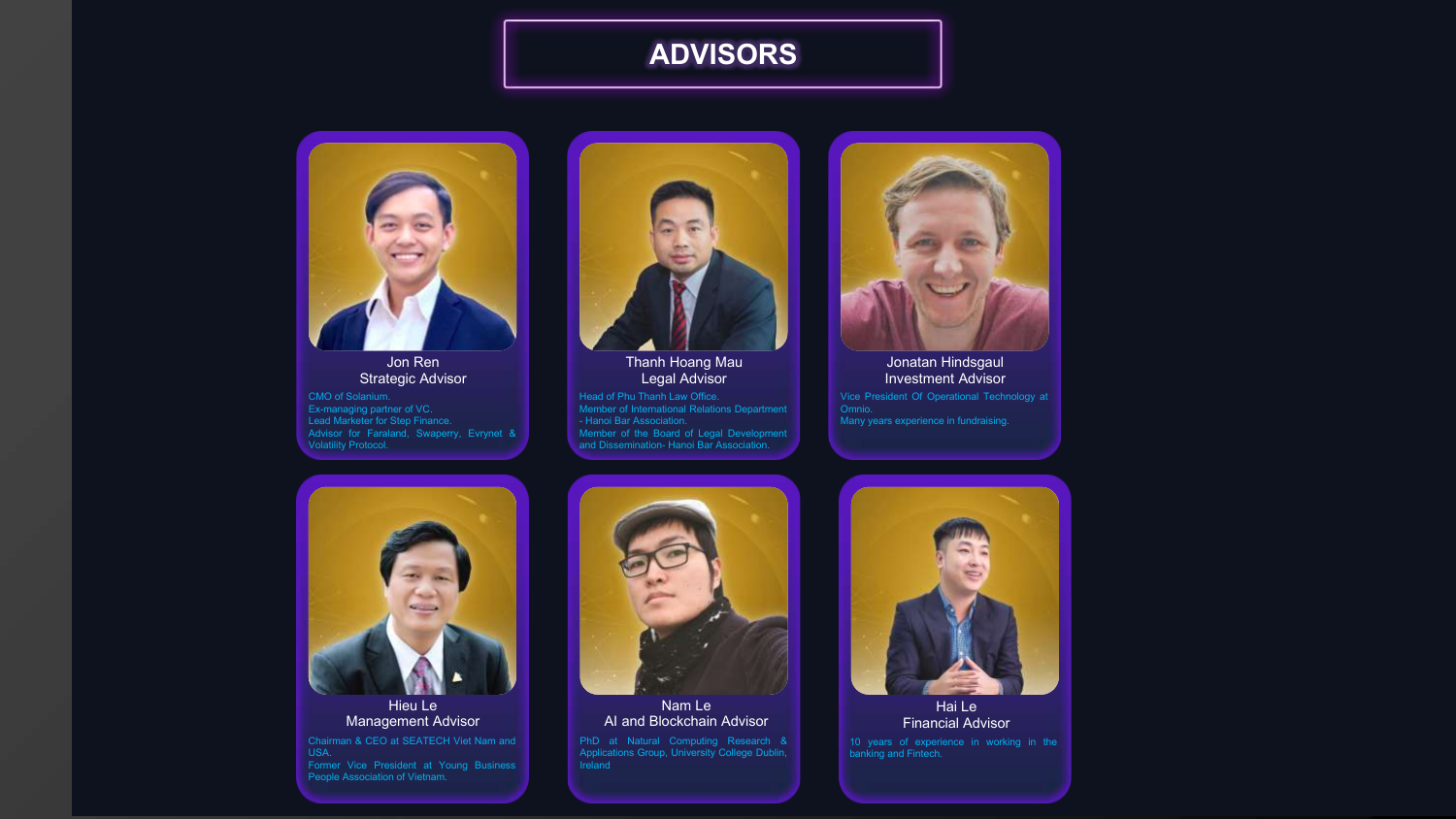# ADVISORS

### Jon Ren
**Strategic Advisor**

CMO of Solanium.
Ex-managing partner of VC.
Lead Marketer for Step Finance.
Advisor for Faraland, Swaperry, Evrynet & Volatility Protocol.

### Thanh Hoang Mau
**Legal Advisor**

Head of Phu Thanh Law Office.
Member of International Relations Department - Hanoi Bar Association.
Member of the Board of Legal Development and Dissemination- Hanoi Bar Association.

### Jonatan Hindsgaul
**Investment Advisor**

Vice President Of Operational Technology at Omnio.
Many years experience in fundraising.

### Hieu Le
**Management Advisor**

Chairman & CEO at SEATECH Viet Nam and USA.
Former Vice President at Young Business People Association of Vietnam.

### Nam Le
**AI and Blockchain Advisor**

PhD at Natural Computing Research & Applications Group, University College Dublin, Ireland

### Hai Le
**Financial Advisor**

10 years of experience in working in the banking and Fintech.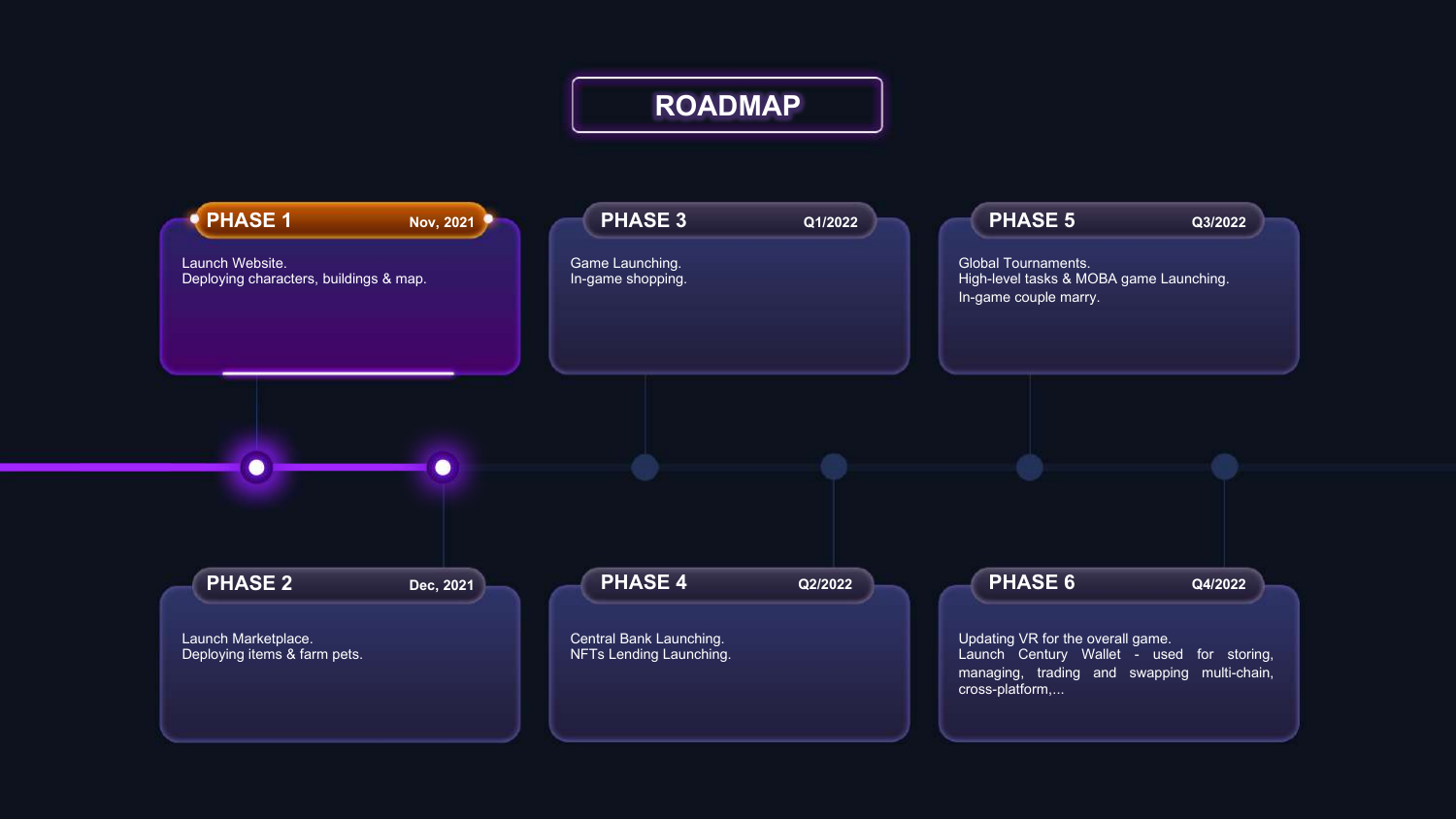# ROADMAP

### PHASE 1 — Nov, 2021

Launch Website.
Deploying characters, buildings & map.

### PHASE 2 — Dec, 2021

Launch Marketplace.
Deploying items & farm pets.

### PHASE 3 — Q1/2022

Game Launching.
In-game shopping.

### PHASE 4 — Q2/2022

Central Bank Launching.
NFTs Lending Launching.

### PHASE 5 — Q3/2022

Global Tournaments.
High-level tasks & MOBA game Launching.
In-game couple marry.

### PHASE 6 — Q4/2022

Updating VR for the overall game.
Launch Century Wallet - used for storing, managing, trading and swapping multi-chain, cross-platform,....